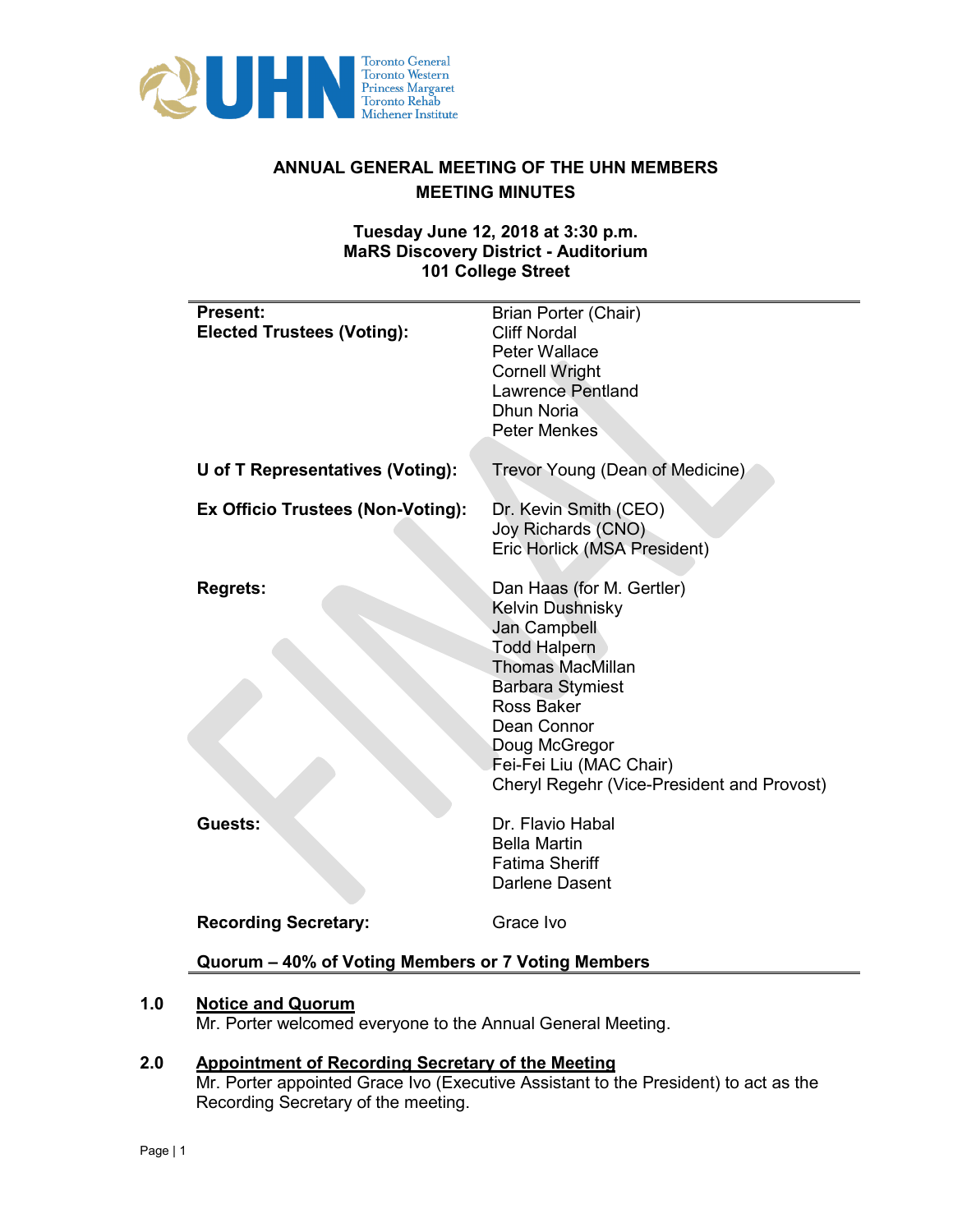# ANNUAL GENERAL MEETING OF THE UHN MEMBERS
## MEETING MINUTES

**Tuesday June 12, 2018 at 3:30 p.m.**
**MaRS Discovery District - Auditorium**
**101 College Street**

| | |
|---|---|
| **Present:** | Brian Porter (Chair) |
| **Elected Trustees (Voting):** | Cliff Nordal |
| | Peter Wallace |
| | Cornell Wright |
| | Lawrence Pentland |
| | Dhun Noria |
| | Peter Menkes |
| **U of T Representatives (Voting):** | Trevor Young (Dean of Medicine) |
| **Ex Officio Trustees (Non-Voting):** | Dr. Kevin Smith (CEO) |
| | Joy Richards (CNO) |
| | Eric Horlick (MSA President) |
| **Regrets:** | Dan Haas (for M. Gertler) |
| | Kelvin Dushnisky |
| | Jan Campbell |
| | Todd Halpern |
| | Thomas MacMillan |
| | Barbara Stymiest |
| | Ross Baker |
| | Dean Connor |
| | Doug McGregor |
| | Fei-Fei Liu (MAC Chair) |
| | Cheryl Regehr (Vice-President and Provost) |
| **Guests:** | Dr. Flavio Habal |
| | Bella Martin |
| | Fatima Sheriff |
| | Darlene Dasent |
| **Recording Secretary:** | Grace Ivo |

**Quorum – 40% of Voting Members or 7 Voting Members**

**1.0 Notice and Quorum**

Mr. Porter welcomed everyone to the Annual General Meeting.

**2.0 Appointment of Recording Secretary of the Meeting**

Mr. Porter appointed Grace Ivo (Executive Assistant to the President) to act as the Recording Secretary of the meeting.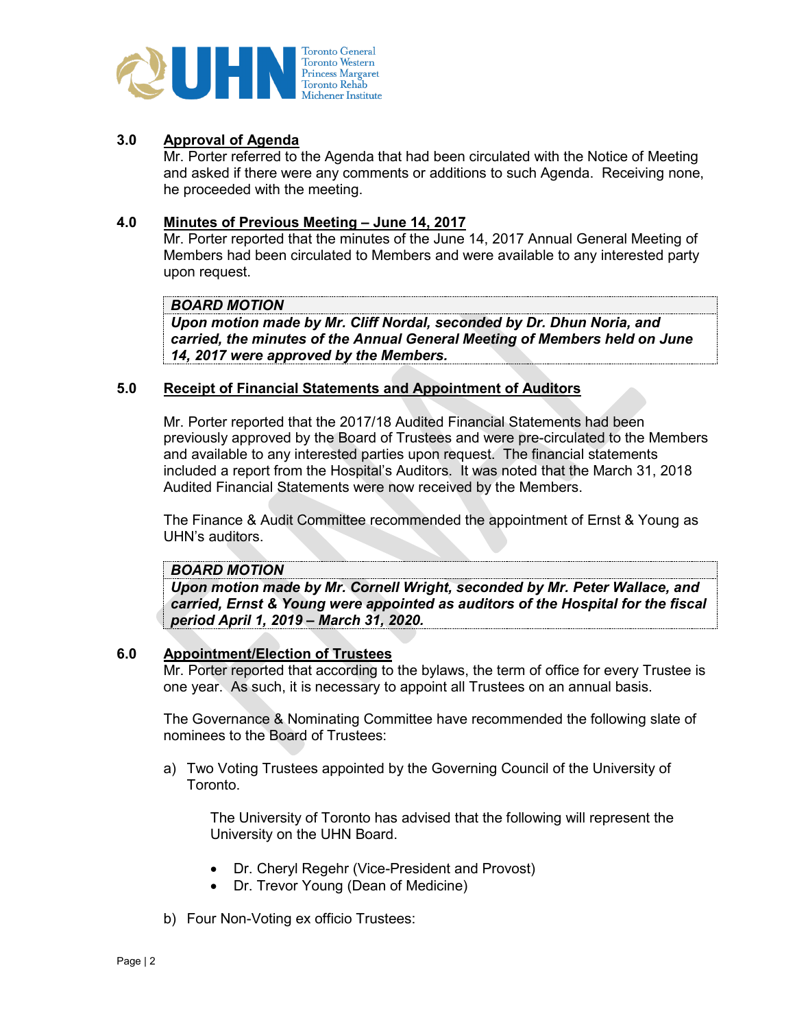## 3.0 Approval of Agenda

Mr. Porter referred to the Agenda that had been circulated with the Notice of Meeting and asked if there were any comments or additions to such Agenda. Receiving none, he proceeded with the meeting.

## 4.0 Minutes of Previous Meeting – June 14, 2017

Mr. Porter reported that the minutes of the June 14, 2017 Annual General Meeting of Members had been circulated to Members and were available to any interested party upon request.

| ***BOARD MOTION*** |
| --- |
| ***Upon motion made by Mr. Cliff Nordal, seconded by Dr. Dhun Noria, and carried, the minutes of the Annual General Meeting of Members held on June 14, 2017 were approved by the Members.*** |

## 5.0 Receipt of Financial Statements and Appointment of Auditors

Mr. Porter reported that the 2017/18 Audited Financial Statements had been previously approved by the Board of Trustees and were pre-circulated to the Members and available to any interested parties upon request. The financial statements included a report from the Hospital's Auditors. It was noted that the March 31, 2018 Audited Financial Statements were now received by the Members.

The Finance & Audit Committee recommended the appointment of Ernst & Young as UHN's auditors.

| ***BOARD MOTION*** |
| --- |
| ***Upon motion made by Mr. Cornell Wright, seconded by Mr. Peter Wallace, and carried, Ernst & Young were appointed as auditors of the Hospital for the fiscal period April 1, 2019 – March 31, 2020.*** |

## 6.0 Appointment/Election of Trustees

Mr. Porter reported that according to the bylaws, the term of office for every Trustee is one year. As such, it is necessary to appoint all Trustees on an annual basis.

The Governance & Nominating Committee have recommended the following slate of nominees to the Board of Trustees:

a) Two Voting Trustees appointed by the Governing Council of the University of Toronto.

   The University of Toronto has advised that the following will represent the University on the UHN Board.

   - Dr. Cheryl Regehr (Vice-President and Provost)
   - Dr. Trevor Young (Dean of Medicine)

b) Four Non-Voting ex officio Trustees: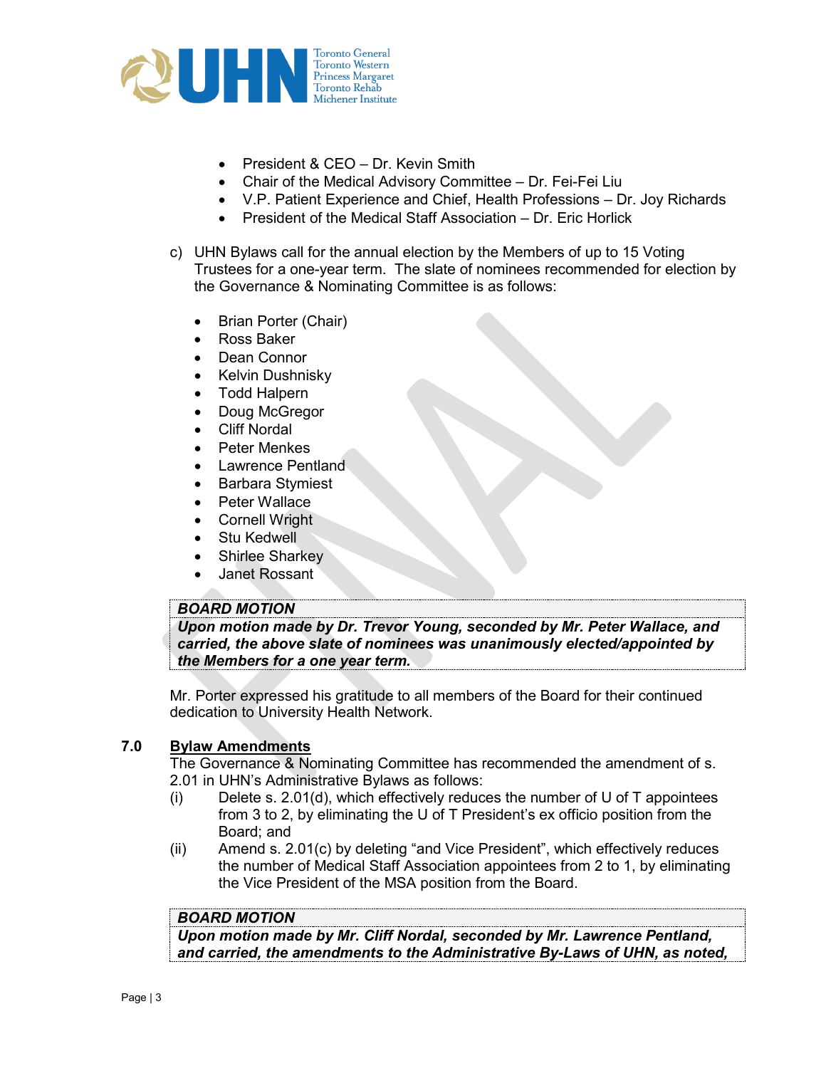- President & CEO – Dr. Kevin Smith
- Chair of the Medical Advisory Committee – Dr. Fei-Fei Liu
- V.P. Patient Experience and Chief, Health Professions – Dr. Joy Richards
- President of the Medical Staff Association – Dr. Eric Horlick

c) UHN Bylaws call for the annual election by the Members of up to 15 Voting Trustees for a one-year term. The slate of nominees recommended for election by the Governance & Nominating Committee is as follows:

- Brian Porter (Chair)
- Ross Baker
- Dean Connor
- Kelvin Dushnisky
- Todd Halpern
- Doug McGregor
- Cliff Nordal
- Peter Menkes
- Lawrence Pentland
- Barbara Stymiest
- Peter Wallace
- Cornell Wright
- Stu Kedwell
- Shirlee Sharkey
- Janet Rossant

***BOARD MOTION***
***Upon motion made by Dr. Trevor Young, seconded by Mr. Peter Wallace, and carried, the above slate of nominees was unanimously elected/appointed by the Members for a one year term.***

Mr. Porter expressed his gratitude to all members of the Board for their continued dedication to University Health Network.

## 7.0 Bylaw Amendments

The Governance & Nominating Committee has recommended the amendment of s. 2.01 in UHN's Administrative Bylaws as follows:

(i) Delete s. 2.01(d), which effectively reduces the number of U of T appointees from 3 to 2, by eliminating the U of T President's ex officio position from the Board; and

(ii) Amend s. 2.01(c) by deleting "and Vice President", which effectively reduces the number of Medical Staff Association appointees from 2 to 1, by eliminating the Vice President of the MSA position from the Board.

***BOARD MOTION***
***Upon motion made by Mr. Cliff Nordal, seconded by Mr. Lawrence Pentland, and carried, the amendments to the Administrative By-Laws of UHN, as noted,***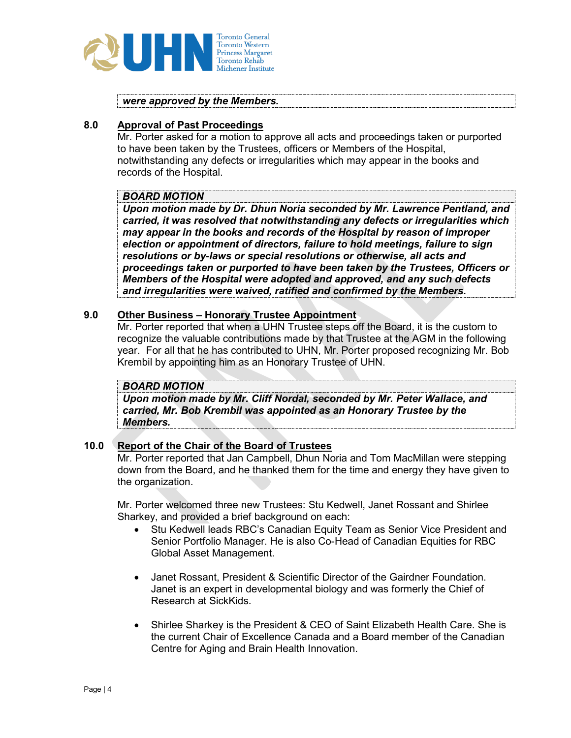***were approved by the Members.***

## 8.0 Approval of Past Proceedings

Mr. Porter asked for a motion to approve all acts and proceedings taken or purported to have been taken by the Trustees, officers or Members of the Hospital, notwithstanding any defects or irregularities which may appear in the books and records of the Hospital.

***BOARD MOTION***

***Upon motion made by Dr. Dhun Noria seconded by Mr. Lawrence Pentland, and carried, it was resolved that notwithstanding any defects or irregularities which may appear in the books and records of the Hospital by reason of improper election or appointment of directors, failure to hold meetings, failure to sign resolutions or by-laws or special resolutions or otherwise, all acts and proceedings taken or purported to have been taken by the Trustees, Officers or Members of the Hospital were adopted and approved, and any such defects and irregularities were waived, ratified and confirmed by the Members.***

## 9.0 Other Business – Honorary Trustee Appointment

Mr. Porter reported that when a UHN Trustee steps off the Board, it is the custom to recognize the valuable contributions made by that Trustee at the AGM in the following year. For all that he has contributed to UHN, Mr. Porter proposed recognizing Mr. Bob Krembil by appointing him as an Honorary Trustee of UHN.

***BOARD MOTION***

***Upon motion made by Mr. Cliff Nordal, seconded by Mr. Peter Wallace, and carried, Mr. Bob Krembil was appointed as an Honorary Trustee by the Members.***

## 10.0 Report of the Chair of the Board of Trustees

Mr. Porter reported that Jan Campbell, Dhun Noria and Tom MacMillan were stepping down from the Board, and he thanked them for the time and energy they have given to the organization.

Mr. Porter welcomed three new Trustees: Stu Kedwell, Janet Rossant and Shirlee Sharkey, and provided a brief background on each:

- Stu Kedwell leads RBC's Canadian Equity Team as Senior Vice President and Senior Portfolio Manager. He is also Co-Head of Canadian Equities for RBC Global Asset Management.

- Janet Rossant, President & Scientific Director of the Gairdner Foundation. Janet is an expert in developmental biology and was formerly the Chief of Research at SickKids.

- Shirlee Sharkey is the President & CEO of Saint Elizabeth Health Care. She is the current Chair of Excellence Canada and a Board member of the Canadian Centre for Aging and Brain Health Innovation.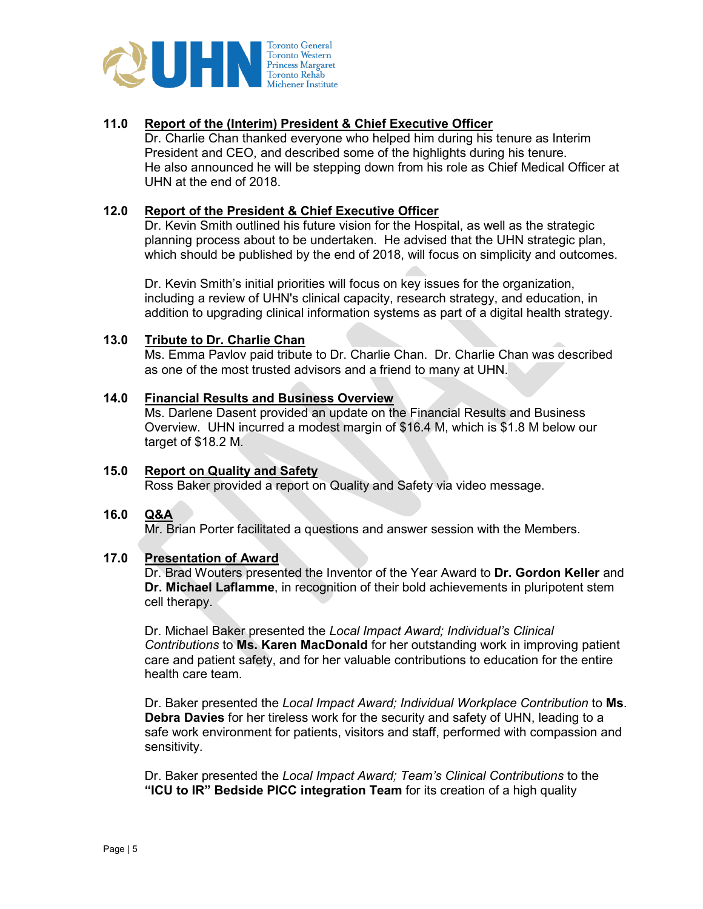## 11.0 Report of the (Interim) President & Chief Executive Officer

Dr. Charlie Chan thanked everyone who helped him during his tenure as Interim President and CEO, and described some of the highlights during his tenure. He also announced he will be stepping down from his role as Chief Medical Officer at UHN at the end of 2018.

## 12.0 Report of the President & Chief Executive Officer

Dr. Kevin Smith outlined his future vision for the Hospital, as well as the strategic planning process about to be undertaken. He advised that the UHN strategic plan, which should be published by the end of 2018, will focus on simplicity and outcomes.

Dr. Kevin Smith's initial priorities will focus on key issues for the organization, including a review of UHN's clinical capacity, research strategy, and education, in addition to upgrading clinical information systems as part of a digital health strategy.

## 13.0 Tribute to Dr. Charlie Chan

Ms. Emma Pavlov paid tribute to Dr. Charlie Chan. Dr. Charlie Chan was described as one of the most trusted advisors and a friend to many at UHN.

## 14.0 Financial Results and Business Overview

Ms. Darlene Dasent provided an update on the Financial Results and Business Overview. UHN incurred a modest margin of $16.4 M, which is $1.8 M below our target of $18.2 M.

## 15.0 Report on Quality and Safety

Ross Baker provided a report on Quality and Safety via video message.

## 16.0 Q&A

Mr. Brian Porter facilitated a questions and answer session with the Members.

## 17.0 Presentation of Award

Dr. Brad Wouters presented the Inventor of the Year Award to **Dr. Gordon Keller** and **Dr. Michael Laflamme**, in recognition of their bold achievements in pluripotent stem cell therapy.

Dr. Michael Baker presented the *Local Impact Award; Individual's Clinical Contributions* to **Ms. Karen MacDonald** for her outstanding work in improving patient care and patient safety, and for her valuable contributions to education for the entire health care team.

Dr. Baker presented the *Local Impact Award; Individual Workplace Contribution* to **Ms. Debra Davies** for her tireless work for the security and safety of UHN, leading to a safe work environment for patients, visitors and staff, performed with compassion and sensitivity.

Dr. Baker presented the *Local Impact Award; Team's Clinical Contributions* to the **"ICU to IR" Bedside PICC integration Team** for its creation of a high quality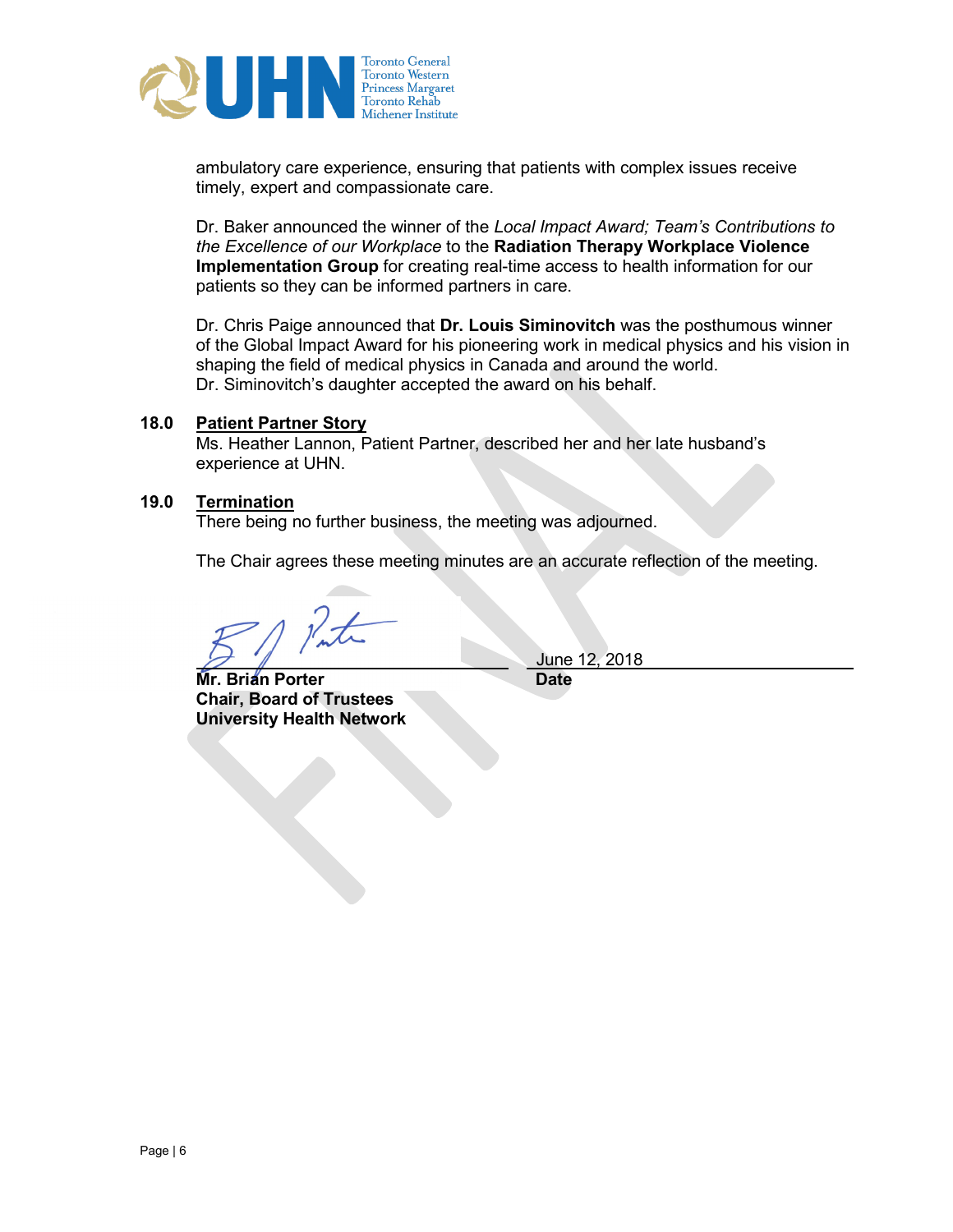ambulatory care experience, ensuring that patients with complex issues receive timely, expert and compassionate care.

Dr. Baker announced the winner of the *Local Impact Award; Team's Contributions to the Excellence of our Workplace* to the **Radiation Therapy Workplace Violence Implementation Group** for creating real-time access to health information for our patients so they can be informed partners in care.

Dr. Chris Paige announced that **Dr. Louis Siminovitch** was the posthumous winner of the Global Impact Award for his pioneering work in medical physics and his vision in shaping the field of medical physics in Canada and around the world.
Dr. Siminovitch's daughter accepted the award on his behalf.

## 18.0 Patient Partner Story

Ms. Heather Lannon, Patient Partner, described her and her late husband's experience at UHN.

## 19.0 Termination

There being no further business, the meeting was adjourned.

The Chair agrees these meeting minutes are an accurate reflection of the meeting.

| | |
|---|---|
| **Mr. Brian Porter**<br>**Chair, Board of Trustees**<br>**University Health Network** | June 12, 2018<br>**Date** |